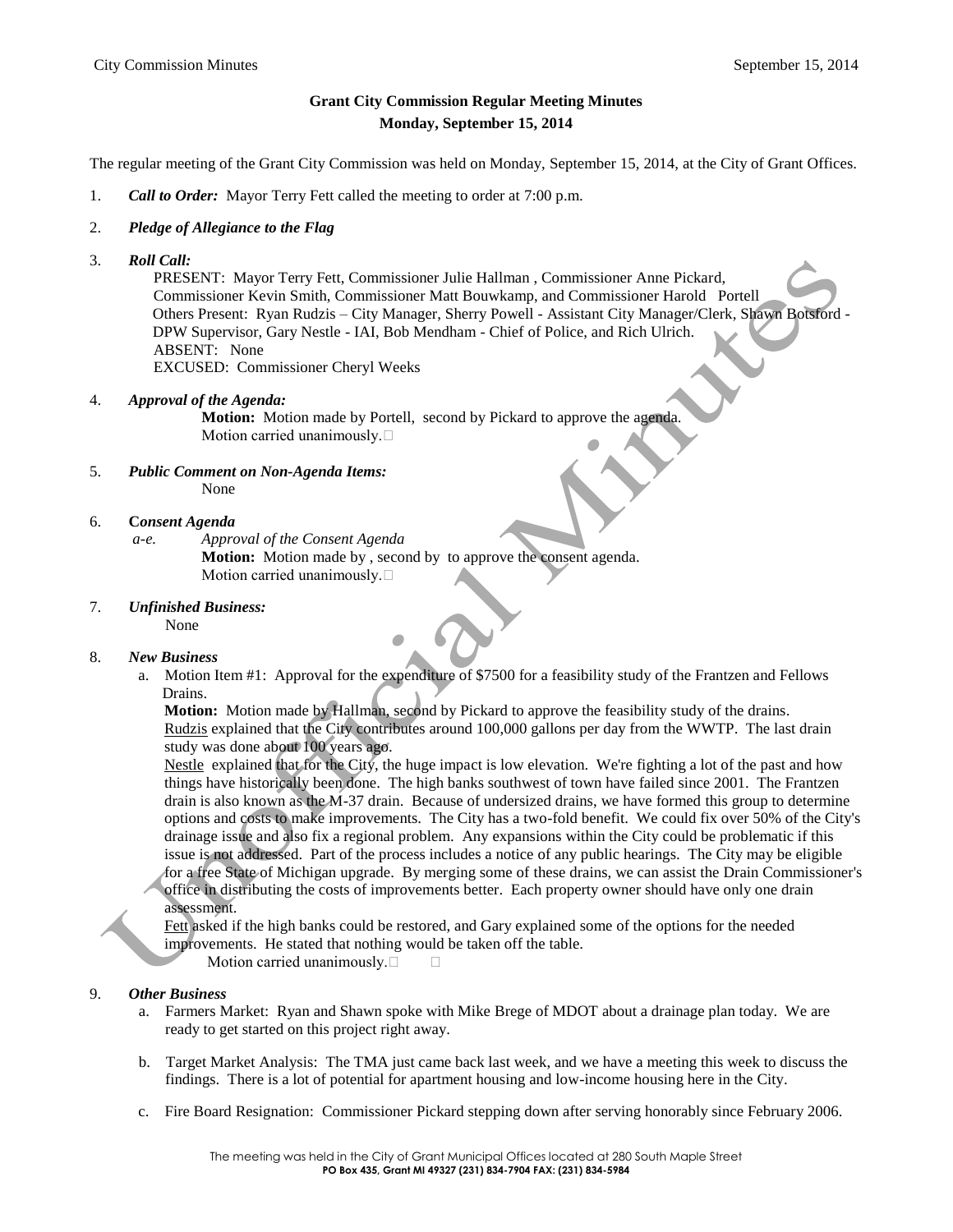## Grant City Commission Regular Meeting Minutes

### Monday, September 15, 2014

The regular meeting of the Grant City Commission was held on Monday, September 15, 2014, at the City of Grant Offices.

1. ***Call to Order:*** Mayor Terry Fett called the meeting to order at 7:00 p.m.

2. ***Pledge of Allegiance to the Flag***

3. ***Roll Call:***
   PRESENT: Mayor Terry Fett, Commissioner Julie Hallman , Commissioner Anne Pickard, Commissioner Kevin Smith, Commissioner Matt Bouwkamp, and Commissioner Harold Portell
   Others Present: Ryan Rudzis – City Manager, Sherry Powell - Assistant City Manager/Clerk, Shawn Botsford - DPW Supervisor, Gary Nestle - IAI, Bob Mendham - Chief of Police, and Rich Ulrich.
   ABSENT: None
   EXCUSED: Commissioner Cheryl Weeks

4. ***Approval of the Agenda:***
   **Motion:** Motion made by Portell, second by Pickard to approve the agenda.
   Motion carried unanimously.

5. ***Public Comment on Non-Agenda Items:***
   None

6. **C*onsent Agenda***
   *a-e. Approval of the Consent Agenda*
   **Motion:** Motion made by , second by to approve the consent agenda.
   Motion carried unanimously.

7. ***Unfinished Business:***
   None

8. ***New Business***
   a. Motion Item #1: Approval for the expenditure of $7500 for a feasibility study of the Frantzen and Fellows Drains.
   **Motion:** Motion made by Hallman, second by Pickard to approve the feasibility study of the drains.
   Rudzis explained that the City contributes around 100,000 gallons per day from the WWTP. The last drain study was done about 100 years ago.
   Nestle explained that for the City, the huge impact is low elevation. We're fighting a lot of the past and how things have historically been done. The high banks southwest of town have failed since 2001. The Frantzen drain is also known as the M-37 drain. Because of undersized drains, we have formed this group to determine options and costs to make improvements. The City has a two-fold benefit. We could fix over 50% of the City's drainage issue and also fix a regional problem. Any expansions within the City could be problematic if this issue is not addressed. Part of the process includes a notice of any public hearings. The City may be eligible for a free State of Michigan upgrade. By merging some of these drains, we can assist the Drain Commissioner's office in distributing the costs of improvements better. Each property owner should have only one drain assessment.
   Fett asked if the high banks could be restored, and Gary explained some of the options for the needed improvements. He stated that nothing would be taken off the table.
   Motion carried unanimously.

9. ***Other Business***
   a. Farmers Market: Ryan and Shawn spoke with Mike Brege of MDOT about a drainage plan today. We are ready to get started on this project right away.

   b. Target Market Analysis: The TMA just came back last week, and we have a meeting this week to discuss the findings. There is a lot of potential for apartment housing and low-income housing here in the City.

   c. Fire Board Resignation: Commissioner Pickard stepping down after serving honorably since February 2006.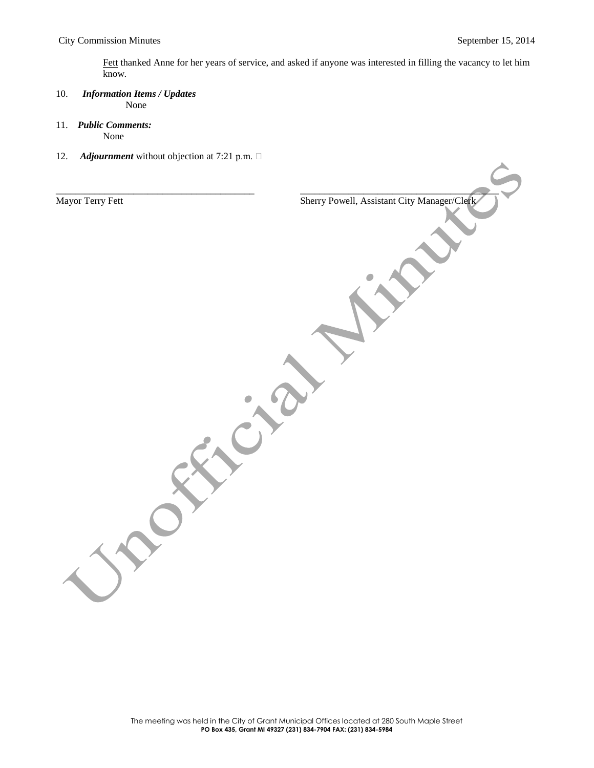<u>Fett</u> thanked Anne for her years of service, and asked if anyone was interested in filling the vacancy to let him know.

10. ***Information Items / Updates***

    None

11. ***Public Comments:***

    None

12. ***Adjournment*** without objection at 7:21 p.m. 

\_\_\_\_\_\_\_\_\_\_\_\_\_\_\_\_\_\_\_\_\_\_\_\_\_\_\_\_\_\_\_\_\_\_\_\_\_\_\_\_\_\_ \_\_\_\_\_\_\_\_\_\_\_\_\_\_\_\_\_\_\_\_\_\_\_\_\_\_\_\_\_\_\_\_\_\_\_\_\_\_\_\_\_\_

Mayor Terry Fett Sherry Powell, Assistant City Manager/Clerk

Unofficial Minutes

The meeting was held in the City of Grant Municipal Offices located at 280 South Maple Street

**PO Box 435, Grant MI 49327 (231) 834-7904 FAX: (231) 834-5984**